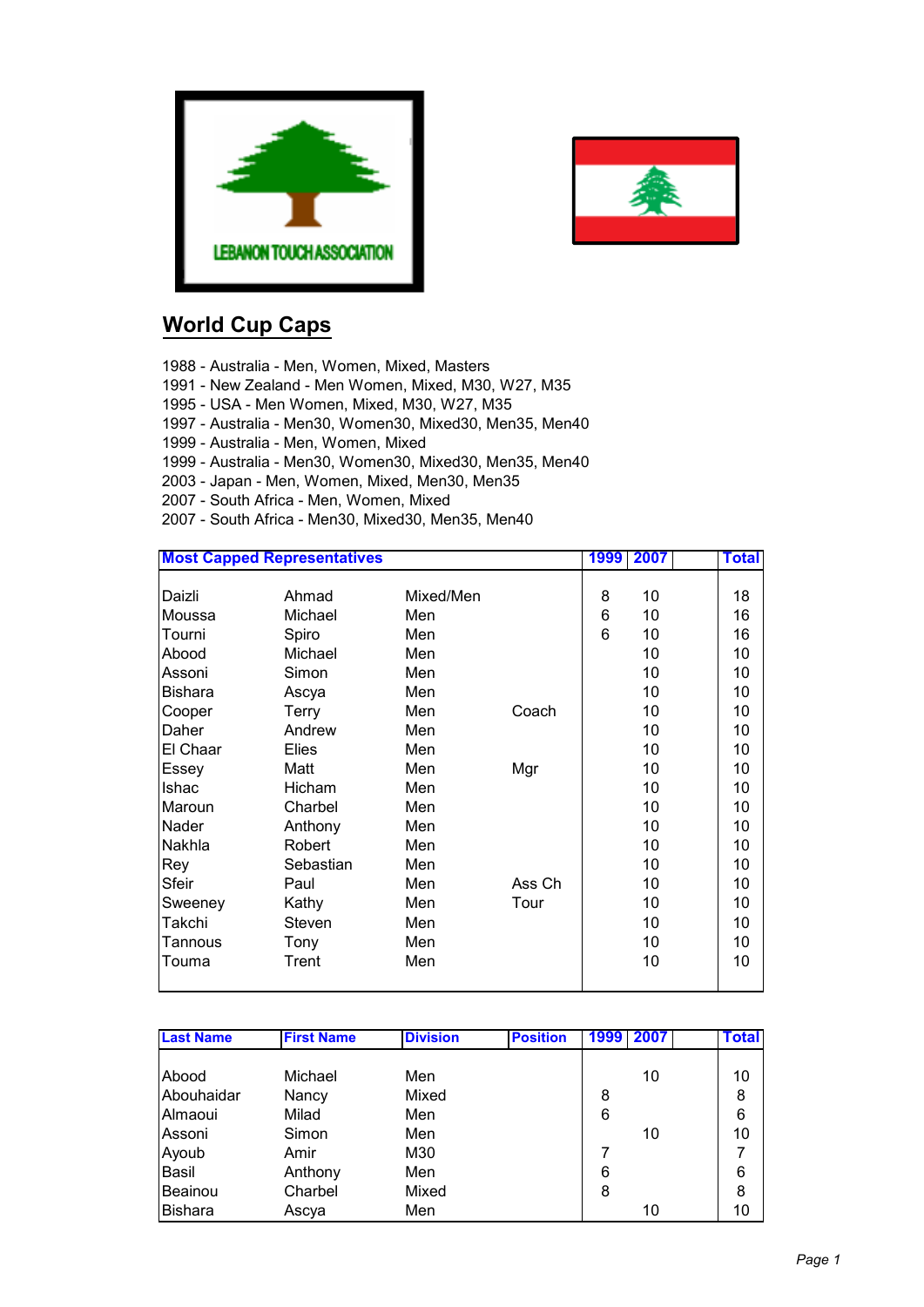LEBANON TOUCH ASSOCIATION

## World Cup Caps

1988 - Australia - Men, Women, Mixed, Masters
1991 - New Zealand - Men Women, Mixed, M30, W27, M35
1995 - USA - Men Women, Mixed, M30, W27, M35
1997 - Australia - Men30, Women30, Mixed30, Men35, Men40
1999 - Australia - Men, Women, Mixed
1999 - Australia - Men30, Women30, Mixed30, Men35, Men40
2003 - Japan - Men, Women, Mixed, Men30, Men35
2007 - South Africa - Men, Women, Mixed
2007 - South Africa - Men30, Mixed30, Men35, Men40

| Most Capped Representatives | | | | 1999 | 2007 | | Total |
|---|---|---|---|---|---|---|---|
| Daizli | Ahmad | Mixed/Men | | 8 | 10 | | 18 |
| Moussa | Michael | Men | | 6 | 10 | | 16 |
| Tourni | Spiro | Men | | 6 | 10 | | 16 |
| Abood | Michael | Men | | | 10 | | 10 |
| Assoni | Simon | Men | | | 10 | | 10 |
| Bishara | Ascya | Men | | | 10 | | 10 |
| Cooper | Terry | Men | Coach | | 10 | | 10 |
| Daher | Andrew | Men | | | 10 | | 10 |
| El Chaar | Elies | Men | | | 10 | | 10 |
| Essey | Matt | Men | Mgr | | 10 | | 10 |
| Ishac | Hicham | Men | | | 10 | | 10 |
| Maroun | Charbel | Men | | | 10 | | 10 |
| Nader | Anthony | Men | | | 10 | | 10 |
| Nakhla | Robert | Men | | | 10 | | 10 |
| Rey | Sebastian | Men | | | 10 | | 10 |
| Sfeir | Paul | Men | Ass Ch | | 10 | | 10 |
| Sweeney | Kathy | Men | Tour | | 10 | | 10 |
| Takchi | Steven | Men | | | 10 | | 10 |
| Tannous | Tony | Men | | | 10 | | 10 |
| Touma | Trent | Men | | | 10 | | 10 |

| Last Name | First Name | Division | Position | 1999 | 2007 | | Total |
|---|---|---|---|---|---|---|---|
| Abood | Michael | Men | | | 10 | | 10 |
| Abouhaidar | Nancy | Mixed | | 8 | | | 8 |
| Almaoui | Milad | Men | | 6 | | | 6 |
| Assoni | Simon | Men | | | 10 | | 10 |
| Ayoub | Amir | M30 | | 7 | | | 7 |
| Basil | Anthony | Men | | 6 | | | 6 |
| Beainou | Charbel | Mixed | | 8 | | | 8 |
| Bishara | Ascya | Men | | | 10 | | 10 |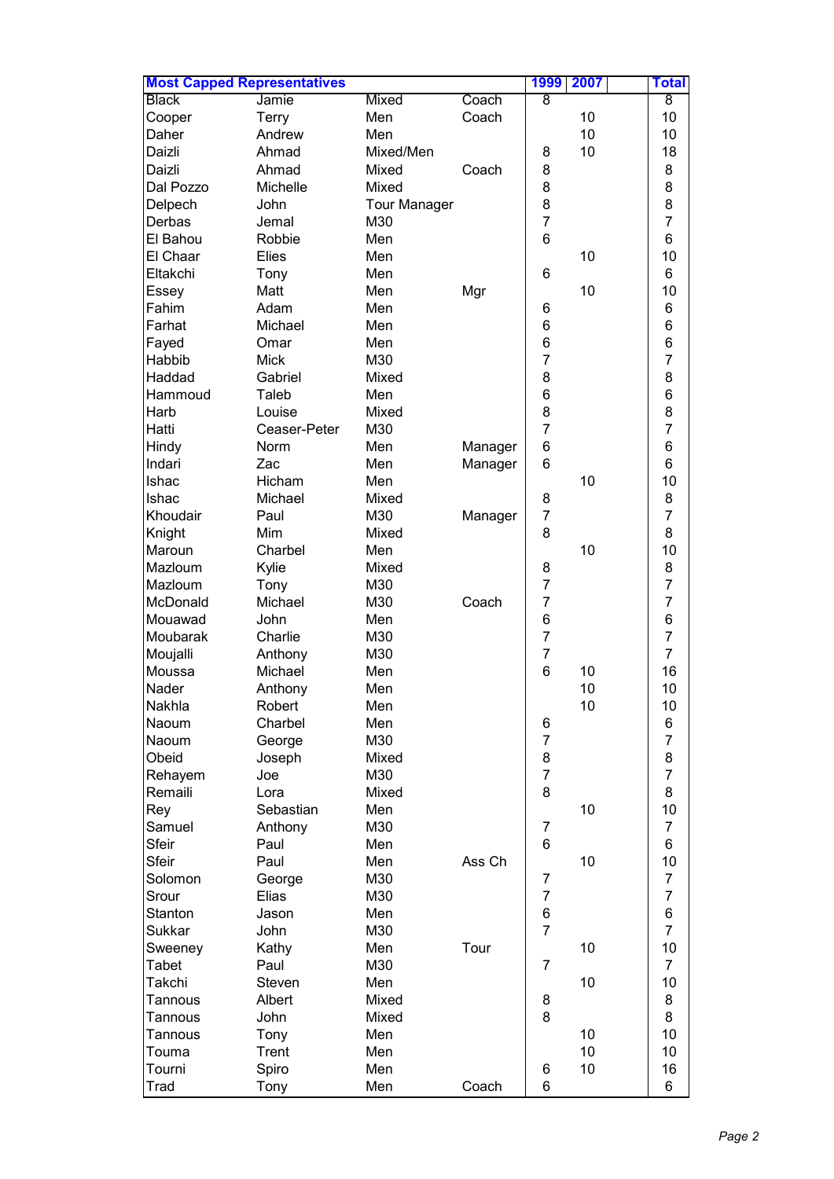| Most Capped Representatives | | | | 1999 | 2007 | | Total |
|---|---|---|---|---|---|---|---|
| Black | Jamie | Mixed | Coach | 8 | | | 8 |
| Cooper | Terry | Men | Coach | | 10 | | 10 |
| Daher | Andrew | Men | | | 10 | | 10 |
| Daizli | Ahmad | Mixed/Men | | 8 | 10 | | 18 |
| Daizli | Ahmad | Mixed | Coach | 8 | | | 8 |
| Dal Pozzo | Michelle | Mixed | | 8 | | | 8 |
| Delpech | John | Tour Manager | | 8 | | | 8 |
| Derbas | Jemal | M30 | | 7 | | | 7 |
| El Bahou | Robbie | Men | | 6 | | | 6 |
| El Chaar | Elies | Men | | | 10 | | 10 |
| Eltakchi | Tony | Men | | 6 | | | 6 |
| Essey | Matt | Men | Mgr | | 10 | | 10 |
| Fahim | Adam | Men | | 6 | | | 6 |
| Farhat | Michael | Men | | 6 | | | 6 |
| Fayed | Omar | Men | | 6 | | | 6 |
| Habbib | Mick | M30 | | 7 | | | 7 |
| Haddad | Gabriel | Mixed | | 8 | | | 8 |
| Hammoud | Taleb | Men | | 6 | | | 6 |
| Harb | Louise | Mixed | | 8 | | | 8 |
| Hatti | Ceaser-Peter | M30 | | 7 | | | 7 |
| Hindy | Norm | Men | Manager | 6 | | | 6 |
| Indari | Zac | Men | Manager | 6 | | | 6 |
| Ishac | Hicham | Men | | | 10 | | 10 |
| Ishac | Michael | Mixed | | 8 | | | 8 |
| Khoudair | Paul | M30 | Manager | 7 | | | 7 |
| Knight | Mim | Mixed | | 8 | | | 8 |
| Maroun | Charbel | Men | | | 10 | | 10 |
| Mazloum | Kylie | Mixed | | 8 | | | 8 |
| Mazloum | Tony | M30 | | 7 | | | 7 |
| McDonald | Michael | M30 | Coach | 7 | | | 7 |
| Mouawad | John | Men | | 6 | | | 6 |
| Moubarak | Charlie | M30 | | 7 | | | 7 |
| Moujalli | Anthony | M30 | | 7 | | | 7 |
| Moussa | Michael | Men | | 6 | 10 | | 16 |
| Nader | Anthony | Men | | | 10 | | 10 |
| Nakhla | Robert | Men | | | 10 | | 10 |
| Naoum | Charbel | Men | | 6 | | | 6 |
| Naoum | George | M30 | | 7 | | | 7 |
| Obeid | Joseph | Mixed | | 8 | | | 8 |
| Rehayem | Joe | M30 | | 7 | | | 7 |
| Remaili | Lora | Mixed | | 8 | | | 8 |
| Rey | Sebastian | Men | | | 10 | | 10 |
| Samuel | Anthony | M30 | | 7 | | | 7 |
| Sfeir | Paul | Men | | 6 | | | 6 |
| Sfeir | Paul | Men | Ass Ch | | 10 | | 10 |
| Solomon | George | M30 | | 7 | | | 7 |
| Srour | Elias | M30 | | 7 | | | 7 |
| Stanton | Jason | Men | | 6 | | | 6 |
| Sukkar | John | M30 | | 7 | | | 7 |
| Sweeney | Kathy | Men | Tour | | 10 | | 10 |
| Tabet | Paul | M30 | | 7 | | | 7 |
| Takchi | Steven | Men | | | 10 | | 10 |
| Tannous | Albert | Mixed | | 8 | | | 8 |
| Tannous | John | Mixed | | 8 | | | 8 |
| Tannous | Tony | Men | | | 10 | | 10 |
| Touma | Trent | Men | | | 10 | | 10 |
| Tourni | Spiro | Men | | 6 | 10 | | 16 |
| Trad | Tony | Men | Coach | 6 | | | 6 |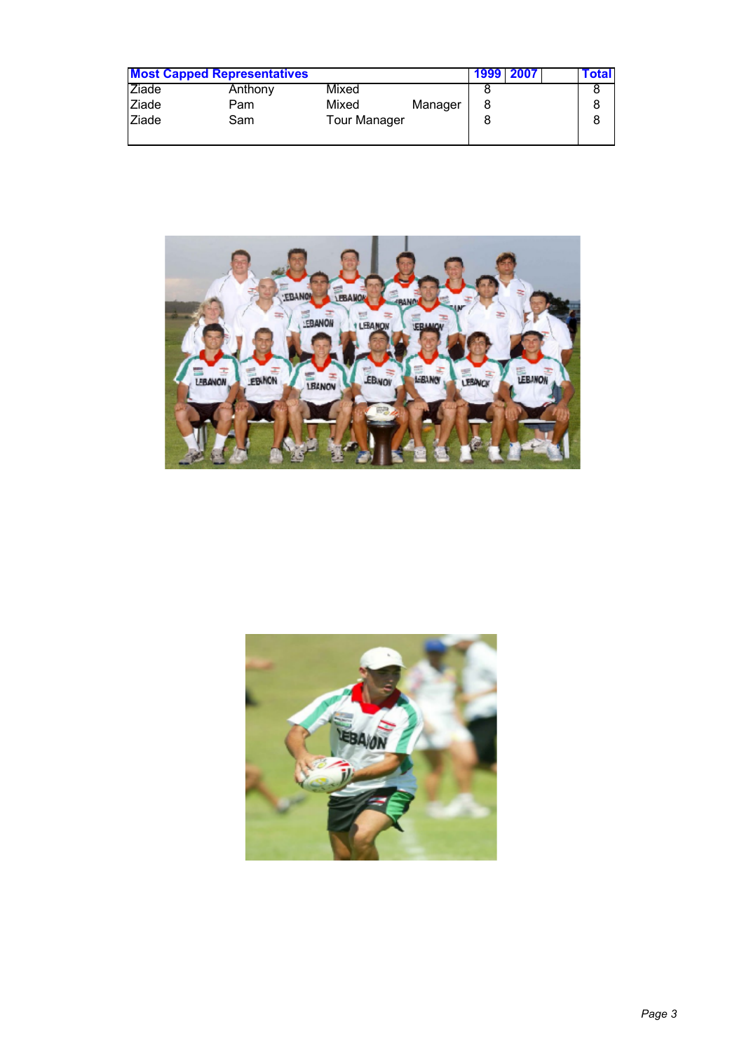| Most Capped Representatives | | | | 1999 | 2007 | | Total |
|---|---|---|---|---|---|---|---|
| Ziade | Anthony | Mixed | | 8 | | | 8 |
| Ziade | Pam | Mixed | Manager | 8 | | | 8 |
| Ziade | Sam | Tour Manager | | 8 | | | 8 |